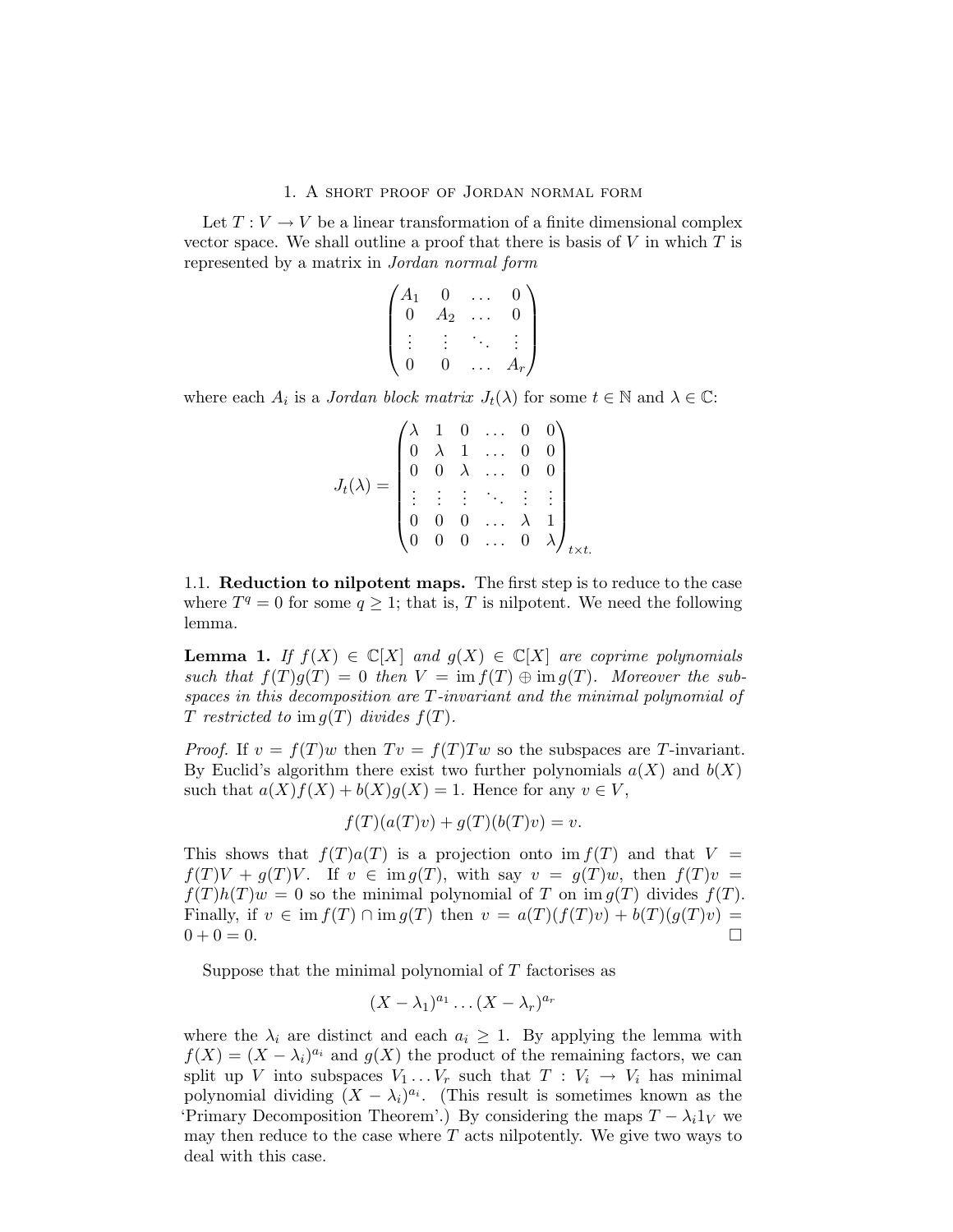# 1. A short proof of Jordan normal form

Let $T : V \to V$ be a linear transformation of a finite dimensional complex vector space. We shall outline a proof that there is basis of $V$ in which $T$ is represented by a matrix in *Jordan normal form*

$$\begin{pmatrix} A_1 & 0 & \dots & 0 \\ 0 & A_2 & \dots & 0 \\ \vdots & \vdots & \ddots & \vdots \\ 0 & 0 & \dots & A_r \end{pmatrix}$$

where each $A_i$ is a *Jordan block matrix* $J_t(\lambda)$ for some $t \in \mathbb{N}$ and $\lambda \in \mathbb{C}$:

$$J_t(\lambda) = \begin{pmatrix} \lambda & 1 & 0 & \dots & 0 & 0 \\ 0 & \lambda & 1 & \dots & 0 & 0 \\ 0 & 0 & \lambda & \dots & 0 & 0 \\ \vdots & \vdots & \vdots & \ddots & \vdots & \vdots \\ 0 & 0 & 0 & \dots & \lambda & 1 \\ 0 & 0 & 0 & \dots & 0 & \lambda \end{pmatrix}_{t \times t.}$$

1.1. **Reduction to nilpotent maps.** The first step is to reduce to the case where $T^q = 0$ for some $q \geq 1$; that is, $T$ is nilpotent. We need the following lemma.

**Lemma 1.** *If $f(X) \in \mathbb{C}[X]$ and $g(X) \in \mathbb{C}[X]$ are coprime polynomials such that $f(T)g(T) = 0$ then $V = \operatorname{im} f(T) \oplus \operatorname{im} g(T)$. Moreover the subspaces in this decomposition are $T$-invariant and the minimal polynomial of $T$ restricted to $\operatorname{im} g(T)$ divides $f(T)$.*

*Proof.* If $v = f(T)w$ then $Tv = f(T)Tw$ so the subspaces are $T$-invariant. By Euclid's algorithm there exist two further polynomials $a(X)$ and $b(X)$ such that $a(X)f(X) + b(X)g(X) = 1$. Hence for any $v \in V$,

$$f(T)(a(T)v) + g(T)(b(T)v) = v.$$

This shows that $f(T)a(T)$ is a projection onto $\operatorname{im} f(T)$ and that $V = f(T)V + g(T)V$. If $v \in \operatorname{im} g(T)$, with say $v = g(T)w$, then $f(T)v = f(T)h(T)w = 0$ so the minimal polynomial of $T$ on $\operatorname{im} g(T)$ divides $f(T)$. Finally, if $v \in \operatorname{im} f(T) \cap \operatorname{im} g(T)$ then $v = a(T)(f(T)v) + b(T)(g(T)v) = 0 + 0 = 0$. $\square$

Suppose that the minimal polynomial of $T$ factorises as

$$(X - \lambda_1)^{a_1} \dots (X - \lambda_r)^{a_r}$$

where the $\lambda_i$ are distinct and each $a_i \geq 1$. By applying the lemma with $f(X) = (X - \lambda_i)^{a_i}$ and $g(X)$ the product of the remaining factors, we can split up $V$ into subspaces $V_1 \dots V_r$ such that $T : V_i \to V_i$ has minimal polynomial dividing $(X - \lambda_i)^{a_i}$. (This result is sometimes known as the 'Primary Decomposition Theorem'.) By considering the maps $T - \lambda_i 1_V$ we may then reduce to the case where $T$ acts nilpotently. We give two ways to deal with this case.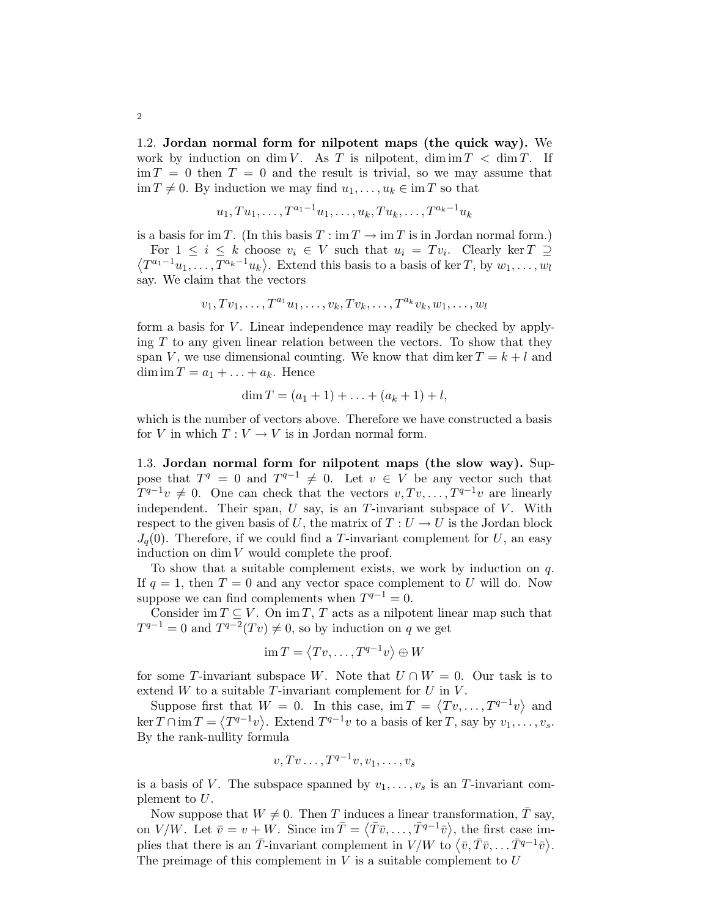1.2. **Jordan normal form for nilpotent maps (the quick way).** We work by induction on $\dim V$. As $T$ is nilpotent, $\dim \operatorname{im} T < \dim T$. If $\operatorname{im} T = 0$ then $T = 0$ and the result is trivial, so we may assume that $\operatorname{im} T \neq 0$. By induction we may find $u_1, \ldots, u_k \in \operatorname{im} T$ so that

$$u_1, Tu_1, \ldots, T^{a_1-1}u_1, \ldots, u_k, Tu_k, \ldots, T^{a_k-1}u_k$$

is a basis for $\operatorname{im} T$. (In this basis $T : \operatorname{im} T \to \operatorname{im} T$ is in Jordan normal form.)

For $1 \leq i \leq k$ choose $v_i \in V$ such that $u_i = Tv_i$. Clearly $\ker T \supseteq \langle T^{a_1-1}u_1, \ldots, T^{a_k-1}u_k \rangle$. Extend this basis to a basis of $\ker T$, by $w_1, \ldots, w_l$ say. We claim that the vectors

$$v_1, Tv_1, \ldots, T^{a_1}u_1, \ldots, v_k, Tv_k, \ldots, T^{a_k}v_k, w_1, \ldots, w_l$$

form a basis for $V$. Linear independence may readily be checked by applying $T$ to any given linear relation between the vectors. To show that they span $V$, we use dimensional counting. We know that $\dim \ker T = k + l$ and $\dim \operatorname{im} T = a_1 + \ldots + a_k$. Hence

$$\dim T = (a_1 + 1) + \ldots + (a_k + 1) + l,$$

which is the number of vectors above. Therefore we have constructed a basis for $V$ in which $T : V \to V$ is in Jordan normal form.

1.3. **Jordan normal form for nilpotent maps (the slow way).** Suppose that $T^q = 0$ and $T^{q-1} \neq 0$. Let $v \in V$ be any vector such that $T^{q-1}v \neq 0$. One can check that the vectors $v, Tv, \ldots, T^{q-1}v$ are linearly independent. Their span, $U$ say, is an $T$-invariant subspace of $V$. With respect to the given basis of $U$, the matrix of $T : U \to U$ is the Jordan block $J_q(0)$. Therefore, if we could find a $T$-invariant complement for $U$, an easy induction on $\dim V$ would complete the proof.

To show that a suitable complement exists, we work by induction on $q$. If $q = 1$, then $T = 0$ and any vector space complement to $U$ will do. Now suppose we can find complements when $T^{q-1} = 0$.

Consider $\operatorname{im} T \subseteq V$. On $\operatorname{im} T$, $T$ acts as a nilpotent linear map such that $T^{q-1} = 0$ and $T^{q-2}(Tv) \neq 0$, so by induction on $q$ we get

$$\operatorname{im} T = \langle Tv, \ldots, T^{q-1}v \rangle \oplus W$$

for some $T$-invariant subspace $W$. Note that $U \cap W = 0$. Our task is to extend $W$ to a suitable $T$-invariant complement for $U$ in $V$.

Suppose first that $W = 0$. In this case, $\operatorname{im} T = \langle Tv, \ldots, T^{q-1}v \rangle$ and $\ker T \cap \operatorname{im} T = \langle T^{q-1}v \rangle$. Extend $T^{q-1}v$ to a basis of $\ker T$, say by $v_1, \ldots, v_s$. By the rank-nullity formula

$$v, Tv \ldots, T^{q-1}v, v_1, \ldots, v_s$$

is a basis of $V$. The subspace spanned by $v_1, \ldots, v_s$ is an $T$-invariant complement to $U$.

Now suppose that $W \neq 0$. Then $T$ induces a linear transformation, $\bar{T}$ say, on $V/W$. Let $\bar{v} = v + W$. Since $\operatorname{im} \bar{T} = \langle \bar{T}\bar{v}, \ldots, \bar{T}^{q-1}\bar{v} \rangle$, the first case implies that there is an $\bar{T}$-invariant complement in $V/W$ to $\langle \bar{v}, \bar{T}\bar{v}, \ldots \bar{T}^{q-1}\bar{v} \rangle$. The preimage of this complement in $V$ is a suitable complement to $U$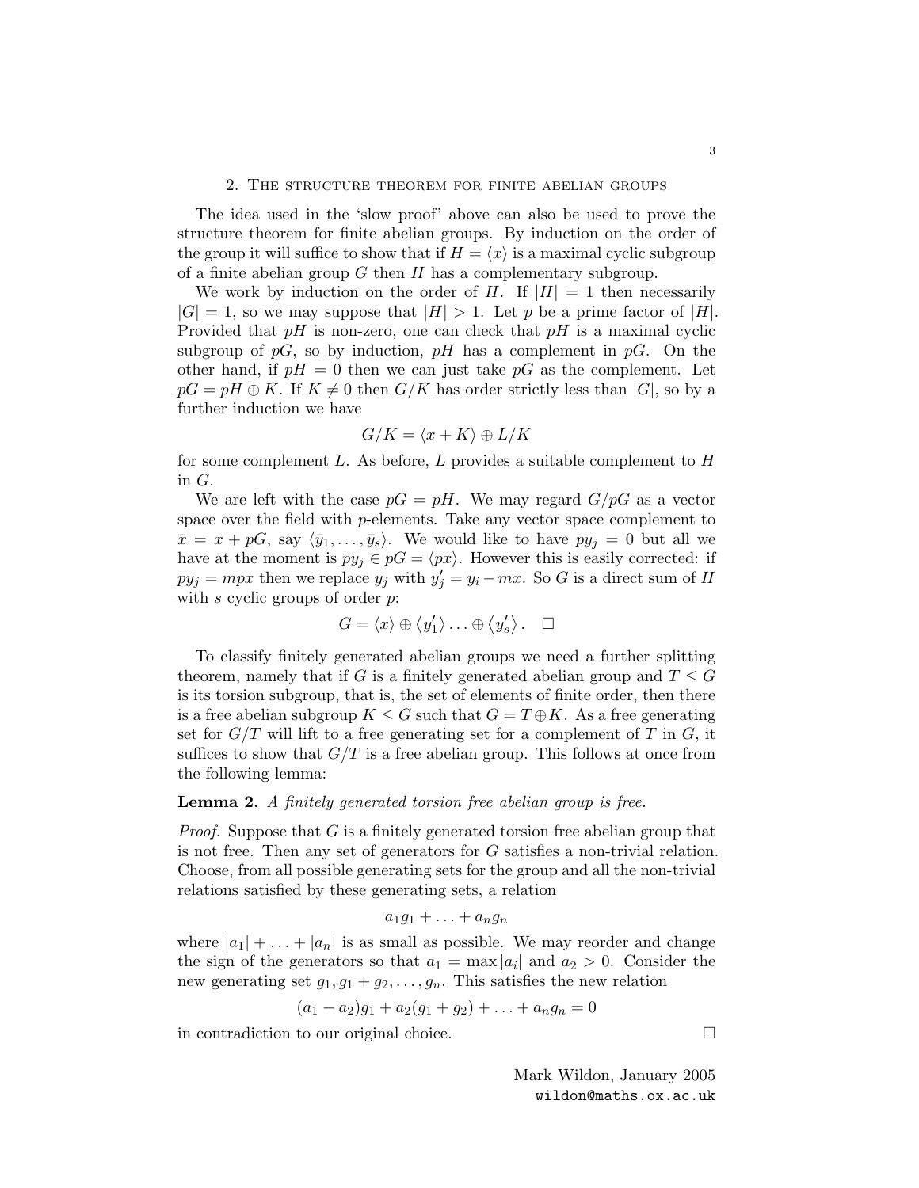## 2. The structure theorem for finite abelian groups

The idea used in the 'slow proof' above can also be used to prove the structure theorem for finite abelian groups. By induction on the order of the group it will suffice to show that if $H = \langle x \rangle$ is a maximal cyclic subgroup of a finite abelian group $G$ then $H$ has a complementary subgroup.

We work by induction on the order of $H$. If $|H| = 1$ then necessarily $|G| = 1$, so we may suppose that $|H| > 1$. Let $p$ be a prime factor of $|H|$. Provided that $pH$ is non-zero, one can check that $pH$ is a maximal cyclic subgroup of $pG$, so by induction, $pH$ has a complement in $pG$. On the other hand, if $pH = 0$ then we can just take $pG$ as the complement. Let $pG = pH \oplus K$. If $K \neq 0$ then $G/K$ has order strictly less than $|G|$, so by a further induction we have

$$G/K = \langle x + K \rangle \oplus L/K$$

for some complement $L$. As before, $L$ provides a suitable complement to $H$ in $G$.

We are left with the case $pG = pH$. We may regard $G/pG$ as a vector space over the field with $p$-elements. Take any vector space complement to $\bar{x} = x + pG$, say $\langle \bar{y}_1, \ldots, \bar{y}_s \rangle$. We would like to have $py_j = 0$ but all we have at the moment is $py_j \in pG = \langle px \rangle$. However this is easily corrected: if $py_j = mpx$ then we replace $y_j$ with $y_j' = y_i - mx$. So $G$ is a direct sum of $H$ with $s$ cyclic groups of order $p$:

$$G = \langle x \rangle \oplus \langle y_1' \rangle \ldots \oplus \langle y_s' \rangle . \quad \Box$$

To classify finitely generated abelian groups we need a further splitting theorem, namely that if $G$ is a finitely generated abelian group and $T \leq G$ is its torsion subgroup, that is, the set of elements of finite order, then there is a free abelian subgroup $K \leq G$ such that $G = T \oplus K$. As a free generating set for $G/T$ will lift to a free generating set for a complement of $T$ in $G$, it suffices to show that $G/T$ is a free abelian group. This follows at once from the following lemma:

**Lemma 2.** *A finitely generated torsion free abelian group is free.*

*Proof.* Suppose that $G$ is a finitely generated torsion free abelian group that is not free. Then any set of generators for $G$ satisfies a non-trivial relation. Choose, from all possible generating sets for the group and all the non-trivial relations satisfied by these generating sets, a relation

$$a_1 g_1 + \ldots + a_n g_n$$

where $|a_1| + \ldots + |a_n|$ is as small as possible. We may reorder and change the sign of the generators so that $a_1 = \max |a_i|$ and $a_2 > 0$. Consider the new generating set $g_1, g_1 + g_2, \ldots, g_n$. This satisfies the new relation

$$(a_1 - a_2) g_1 + a_2 (g_1 + g_2) + \ldots + a_n g_n = 0$$

in contradiction to our original choice. $\Box$

Mark Wildon, January 2005
wildon@maths.ox.ac.uk